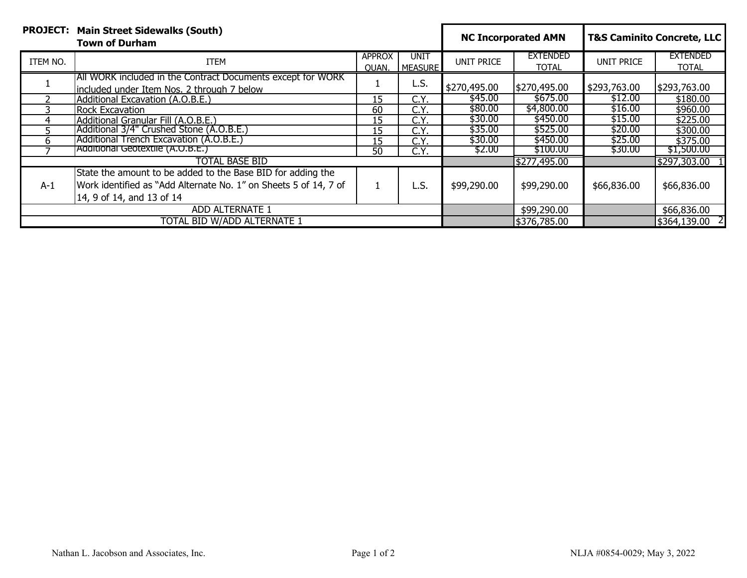**PROJECT: Main Street Sidewalks (South)**
**Town of Durham**

| ITEM NO. | ITEM | APPROX QUAN. | UNIT MEASURE | NC Incorporated AMN | | T&S Caminito Concrete, LLC | |
|---|---|---|---|---|---|---|---|
| | | | | UNIT PRICE | EXTENDED TOTAL | UNIT PRICE | EXTENDED TOTAL |
| 1 | All WORK included in the Contract Documents except for WORK included under Item Nos. 2 through 7 below | 1 | L.S. | $270,495.00 | $270,495.00 | $293,763.00 | $293,763.00 |
| 2 | Additional Excavation (A.O.B.E.) | 15 | C.Y. | $45.00 | $675.00 | $12.00 | $180.00 |
| 3 | Rock Excavation | 60 | C.Y. | $80.00 | $4,800.00 | $16.00 | $960.00 |
| 4 | Additional Granular Fill (A.O.B.E.) | 15 | C.Y. | $30.00 | $450.00 | $15.00 | $225.00 |
| 5 | Additional 3/4" Crushed Stone (A.O.B.E.) | 15 | C.Y. | $35.00 | $525.00 | $20.00 | $300.00 |
| 6 | Additional Trench Excavation (A.O.B.E.) | 15 | C.Y. | $30.00 | $450.00 | $25.00 | $375.00 |
| 7 | Additional Geotextile (A.O.B.E.) | 50 | C.Y. | $2.00 | $100.00 | $30.00 | $1,500.00 |
| TOTAL BASE BID | | | | | $277,495.00 | | $297,303.00 1 |
| A-1 | State the amount to be added to the Base BID for adding the Work identified as "Add Alternate No. 1" on Sheets 5 of 14, 7 of 14, 9 of 14, and 13 of 14 | 1 | L.S. | $99,290.00 | $99,290.00 | $66,836.00 | $66,836.00 |
| ADD ALTERNATE 1 | | | | | $99,290.00 | | $66,836.00 |
| TOTAL BID W/ADD ALTERNATE 1 | | | | | $376,785.00 | | $364,139.00 2 |

Nathan L. Jacobson and Associates, Inc. NLJA #0854-0029; May 3, 2022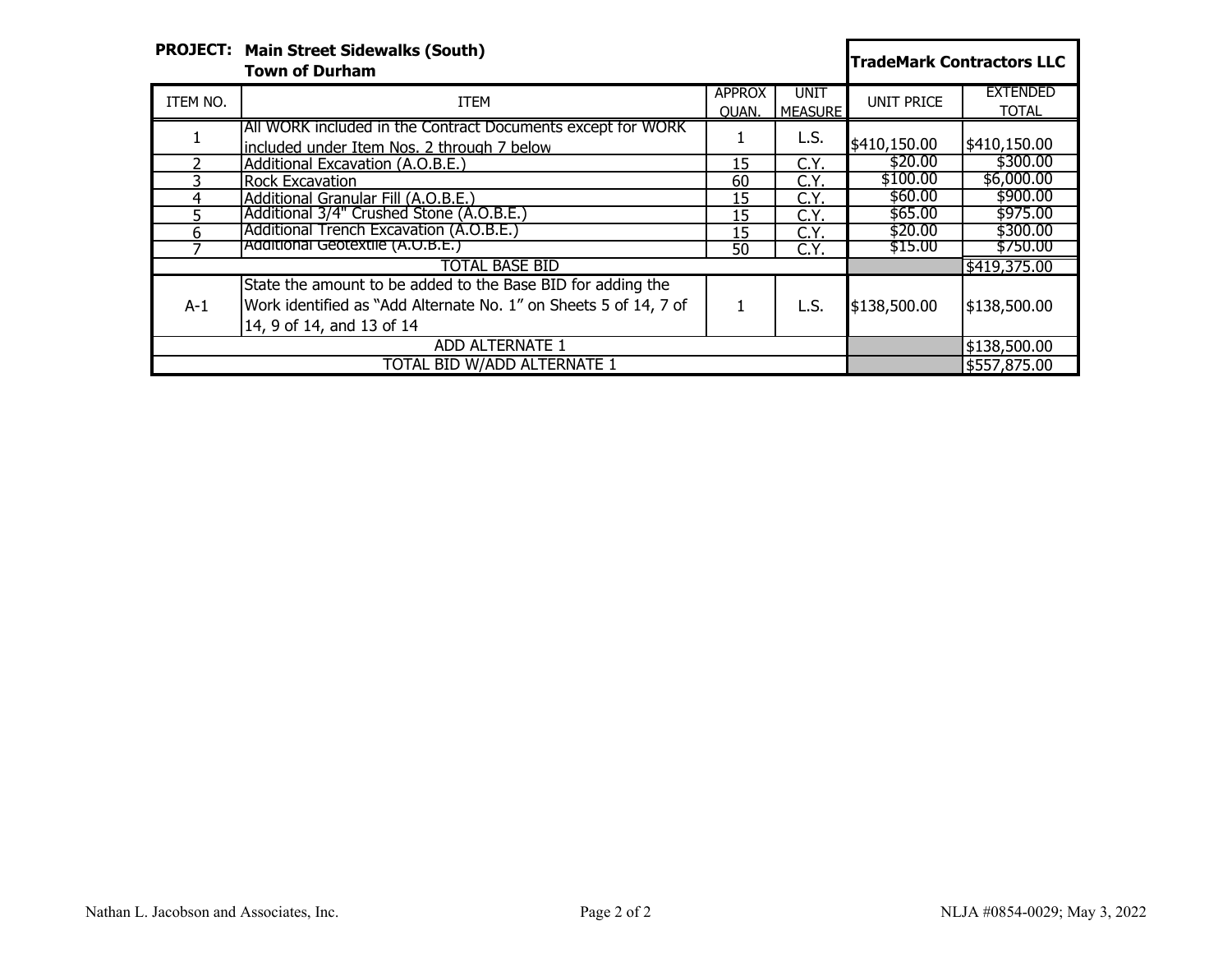**PROJECT: Main Street Sidewalks (South)**
**Town of Durham**

**TradeMark Contractors LLC**

| ITEM NO. | ITEM | APPROX QUAN. | UNIT MEASURE | UNIT PRICE | EXTENDED TOTAL |
|---|---|---|---|---|---|
| 1 | All WORK included in the Contract Documents except for WORK included under Item Nos. 2 through 7 below | 1 | L.S. | $410,150.00 | $410,150.00 |
| 2 | Additional Excavation (A.O.B.E.) | 15 | C.Y. | $20.00 | $300.00 |
| 3 | Rock Excavation | 60 | C.Y. | $100.00 | $6,000.00 |
| 4 | Additional Granular Fill (A.O.B.E.) | 15 | C.Y. | $60.00 | $900.00 |
| 5 | Additional 3/4" Crushed Stone (A.O.B.E.) | 15 | C.Y. | $65.00 | $975.00 |
| 6 | Additional Trench Excavation (A.O.B.E.) | 15 | C.Y. | $20.00 | $300.00 |
| 7 | Additional Geotextile (A.O.B.E.) | 50 | C.Y. | $15.00 | $750.00 |
| TOTAL BASE BID | | | | | $419,375.00 |
| A-1 | State the amount to be added to the Base BID for adding the Work identified as "Add Alternate No. 1" on Sheets 5 of 14, 7 of 14, 9 of 14, and 13 of 14 | 1 | L.S. | $138,500.00 | $138,500.00 |
| ADD ALTERNATE 1 | | | | | $138,500.00 |
| TOTAL BID W/ADD ALTERNATE 1 | | | | | $557,875.00 |

Nathan L. Jacobson and Associates, Inc. NLJA #0854-0029; May 3, 2022